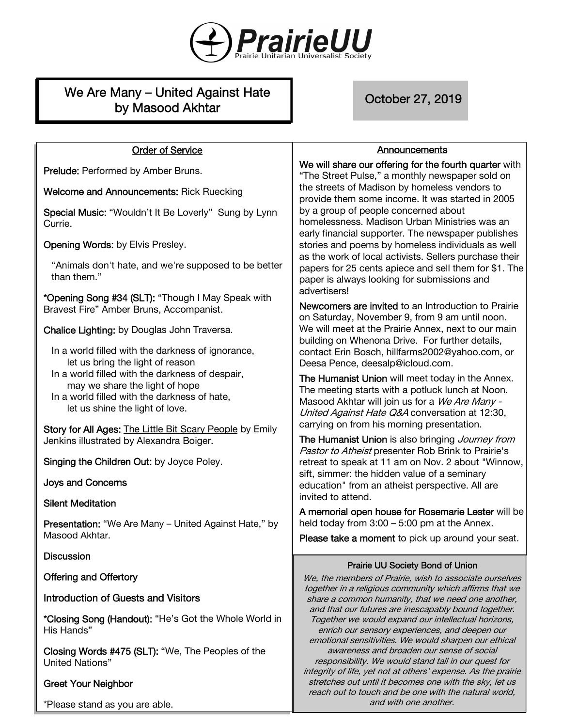# PrairieUU

Prairie Unitarian Universalist Society

## We Are Many – United Against Hate by Masood Akhtar

**October 27, 2019**

### Order of Service

**Prelude:** Performed by Amber Bruns.

**Welcome and Announcements:** Rick Ruecking

**Special Music:** "Wouldn't It Be Loverly" Sung by Lynn Currie.

**Opening Words:** by Elvis Presley.

"Animals don't hate, and we're supposed to be better than them."

**\*Opening Song #34 (SLT):** "Though I May Speak with Bravest Fire" Amber Bruns, Accompanist.

**Chalice Lighting:** by Douglas John Traversa.

In a world filled with the darkness of ignorance,
let us bring the light of reason
In a world filled with the darkness of despair,
may we share the light of hope
In a world filled with the darkness of hate,
let us shine the light of love.

**Story for All Ages:** The Little Bit Scary People by Emily Jenkins illustrated by Alexandra Boiger.

**Singing the Children Out:** by Joyce Poley.

**Joys and Concerns**

**Silent Meditation**

**Presentation:** "We Are Many – United Against Hate," by Masood Akhtar.

**Discussion**

**Offering and Offertory**

**Introduction of Guests and Visitors**

**\*Closing Song (Handout):** "He's Got the Whole World in His Hands"

**Closing Words #475 (SLT):** "We, The Peoples of the United Nations"

**Greet Your Neighbor**

\*Please stand as you are able.

### Announcements

**We will share our offering for the fourth quarter** with "The Street Pulse," a monthly newspaper sold on the streets of Madison by homeless vendors to provide them some income. It was started in 2005 by a group of people concerned about homelessness. Madison Urban Ministries was an early financial supporter. The newspaper publishes stories and poems by homeless individuals as well as the work of local activists. Sellers purchase their papers for 25 cents apiece and sell them for $1. The paper is always looking for submissions and advertisers!

**Newcomers are invited** to an Introduction to Prairie on Saturday, November 9, from 9 am until noon. We will meet at the Prairie Annex, next to our main building on Whenona Drive. For further details, contact Erin Bosch, hillfarms2002@yahoo.com, or Deesa Pence, deesalp@icloud.com.

**The Humanist Union** will meet today in the Annex. The meeting starts with a potluck lunch at Noon. Masood Akhtar will join us for a *We Are Many - United Against Hate Q&A* conversation at 12:30, carrying on from his morning presentation.

**The Humanist Union** is also bringing *Journey from Pastor to Atheist* presenter Rob Brink to Prairie's retreat to speak at 11 am on Nov. 2 about "Winnow, sift, simmer: the hidden value of a seminary education" from an atheist perspective. All are invited to attend.

**A memorial open house for Rosemarie Lester** will be held today from 3:00 – 5:00 pm at the Annex.

**Please take a moment** to pick up around your seat.

#### Prairie UU Society Bond of Union

*We, the members of Prairie, wish to associate ourselves together in a religious community which affirms that we share a common humanity, that we need one another, and that our futures are inescapably bound together. Together we would expand our intellectual horizons, enrich our sensory experiences, and deepen our emotional sensitivities. We would sharpen our ethical awareness and broaden our sense of social responsibility. We would stand tall in our quest for integrity of life, yet not at others' expense. As the prairie stretches out until it becomes one with the sky, let us reach out to touch and be one with the natural world, and with one another.*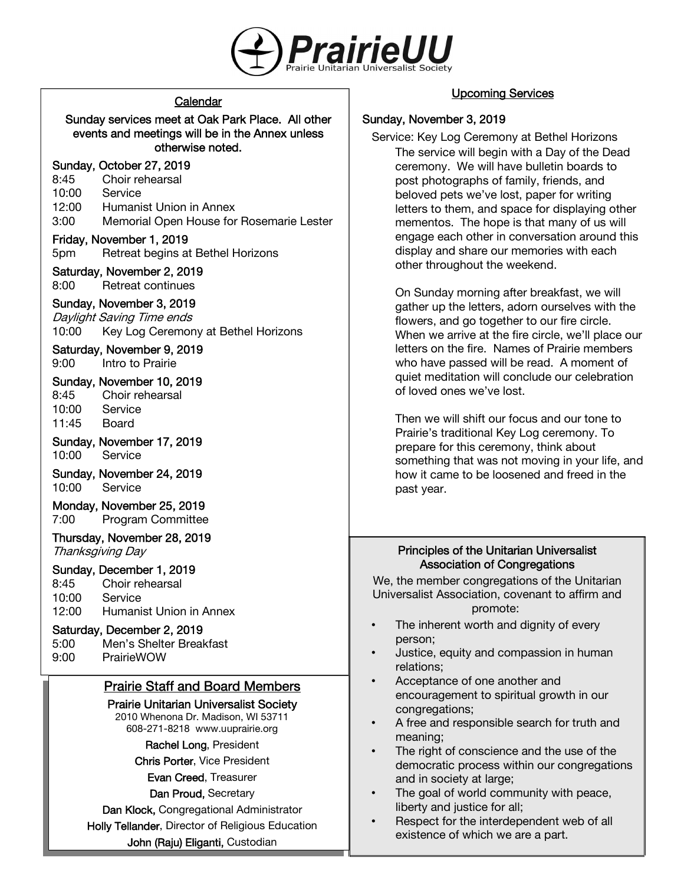# PrairieUU

Prairie Unitarian Universalist Society

## Calendar

**Sunday services meet at Oak Park Place. All other events and meetings will be in the Annex unless otherwise noted.**

**Sunday, October 27, 2019**
8:45 Choir rehearsal
10:00 Service
12:00 Humanist Union in Annex
3:00 Memorial Open House for Rosemarie Lester

**Friday, November 1, 2019**
5pm Retreat begins at Bethel Horizons

**Saturday, November 2, 2019**
8:00 Retreat continues

**Sunday, November 3, 2019**
*Daylight Saving Time ends*
10:00 Key Log Ceremony at Bethel Horizons

**Saturday, November 9, 2019**
9:00 Intro to Prairie

**Sunday, November 10, 2019**
8:45 Choir rehearsal
10:00 Service
11:45 Board

**Sunday, November 17, 2019**
10:00 Service

**Sunday, November 24, 2019**
10:00 Service

**Monday, November 25, 2019**
7:00 Program Committee

**Thursday, November 28, 2019**
*Thanksgiving Day*

**Sunday, December 1, 2019**
8:45 Choir rehearsal
10:00 Service
12:00 Humanist Union in Annex

**Saturday, December 2, 2019**
5:00 Men's Shelter Breakfast
9:00 PrairieWOW

## Prairie Staff and Board Members

**Prairie Unitarian Universalist Society**
2010 Whenona Dr. Madison, WI 53711
608-271-8218 www.uuprairie.org

**Rachel Long**, President
**Chris Porter**, Vice President
**Evan Creed**, Treasurer
**Dan Proud,** Secretary
**Dan Klock,** Congregational Administrator
**Holly Tellander**, Director of Religious Education
**John (Raju) Eliganti,** Custodian

## Upcoming Services

**Sunday, November 3, 2019**

Service: Key Log Ceremony at Bethel Horizons

The service will begin with a Day of the Dead ceremony. We will have bulletin boards to post photographs of family, friends, and beloved pets we've lost, paper for writing letters to them, and space for displaying other mementos. The hope is that many of us will engage each other in conversation around this display and share our memories with each other throughout the weekend.

On Sunday morning after breakfast, we will gather up the letters, adorn ourselves with the flowers, and go together to our fire circle. When we arrive at the fire circle, we'll place our letters on the fire. Names of Prairie members who have passed will be read. A moment of quiet meditation will conclude our celebration of loved ones we've lost.

Then we will shift our focus and our tone to Prairie's traditional Key Log ceremony. To prepare for this ceremony, think about something that was not moving in your life, and how it came to be loosened and freed in the past year.

### Principles of the Unitarian Universalist Association of Congregations

We, the member congregations of the Unitarian Universalist Association, covenant to affirm and promote:

- The inherent worth and dignity of every person;
- Justice, equity and compassion in human relations;
- Acceptance of one another and encouragement to spiritual growth in our congregations;
- A free and responsible search for truth and meaning;
- The right of conscience and the use of the democratic process within our congregations and in society at large;
- The goal of world community with peace, liberty and justice for all;
- Respect for the interdependent web of all existence of which we are a part.